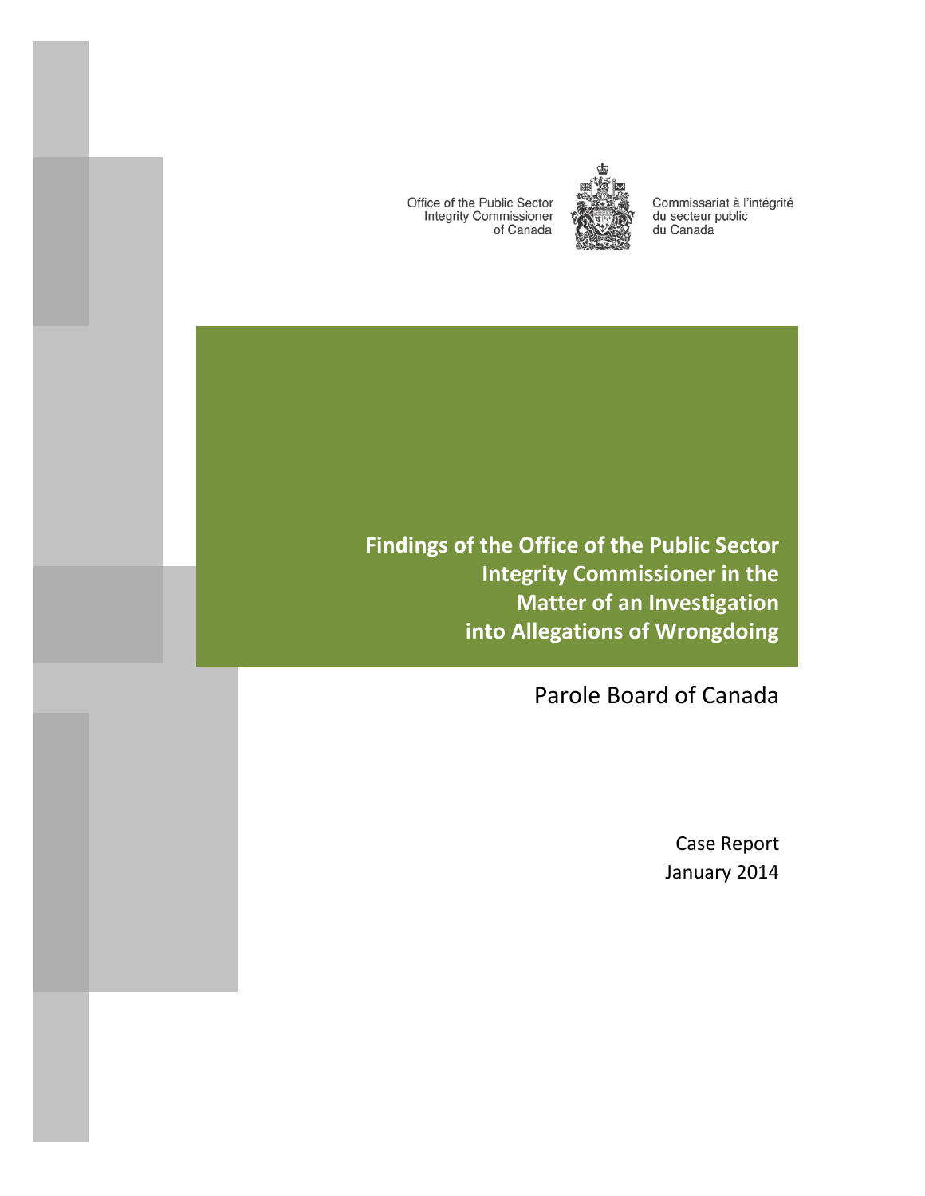Office of the Public Sector Integrity Commissioner of Canada

Commissariat à l'intégrité du secteur public du Canada

# Findings of the Office of the Public Sector Integrity Commissioner in the Matter of an Investigation into Allegations of Wrongdoing

## Parole Board of Canada

Case Report

January 2014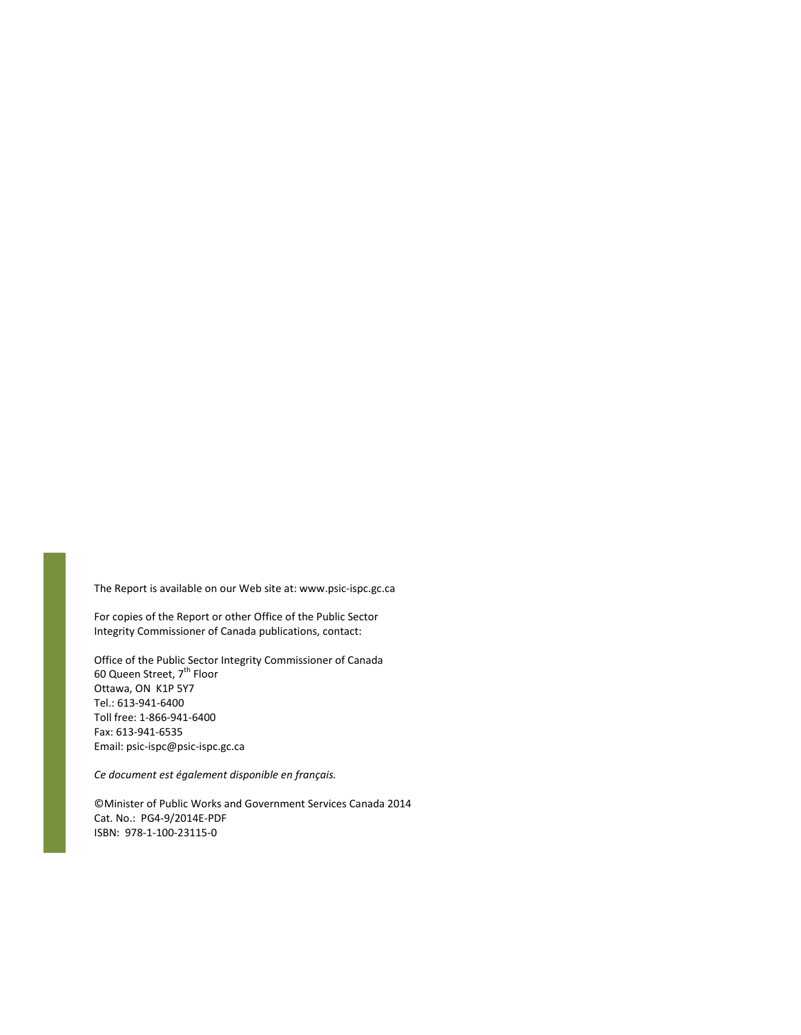The Report is available on our Web site at: www.psic-ispc.gc.ca

For copies of the Report or other Office of the Public Sector Integrity Commissioner of Canada publications, contact:

Office of the Public Sector Integrity Commissioner of Canada
60 Queen Street, 7th Floor
Ottawa, ON K1P 5Y7
Tel.: 613-941-6400
Toll free: 1-866-941-6400
Fax: 613-941-6535
Email: psic-ispc@psic-ispc.gc.ca

*Ce document est également disponible en français.*

©Minister of Public Works and Government Services Canada 2014
Cat. No.: PG4-9/2014E-PDF
ISBN: 978-1-100-23115-0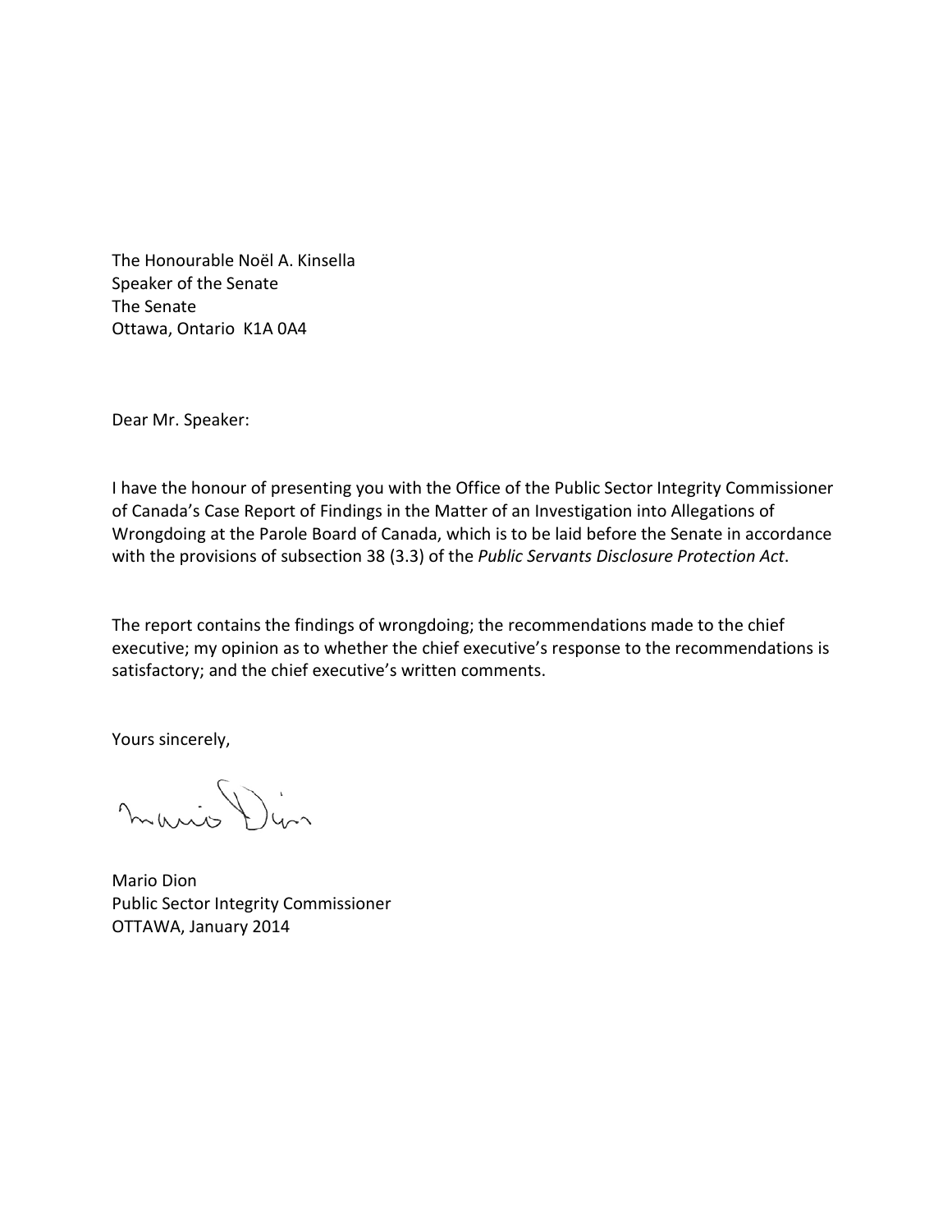The Honourable Noël A. Kinsella
Speaker of the Senate
The Senate
Ottawa, Ontario  K1A 0A4

Dear Mr. Speaker:

I have the honour of presenting you with the Office of the Public Sector Integrity Commissioner of Canada's Case Report of Findings in the Matter of an Investigation into Allegations of Wrongdoing at the Parole Board of Canada, which is to be laid before the Senate in accordance with the provisions of subsection 38 (3.3) of the *Public Servants Disclosure Protection Act*.

The report contains the findings of wrongdoing; the recommendations made to the chief executive; my opinion as to whether the chief executive's response to the recommendations is satisfactory; and the chief executive's written comments.

Yours sincerely,

Mario Dion
Public Sector Integrity Commissioner
OTTAWA, January 2014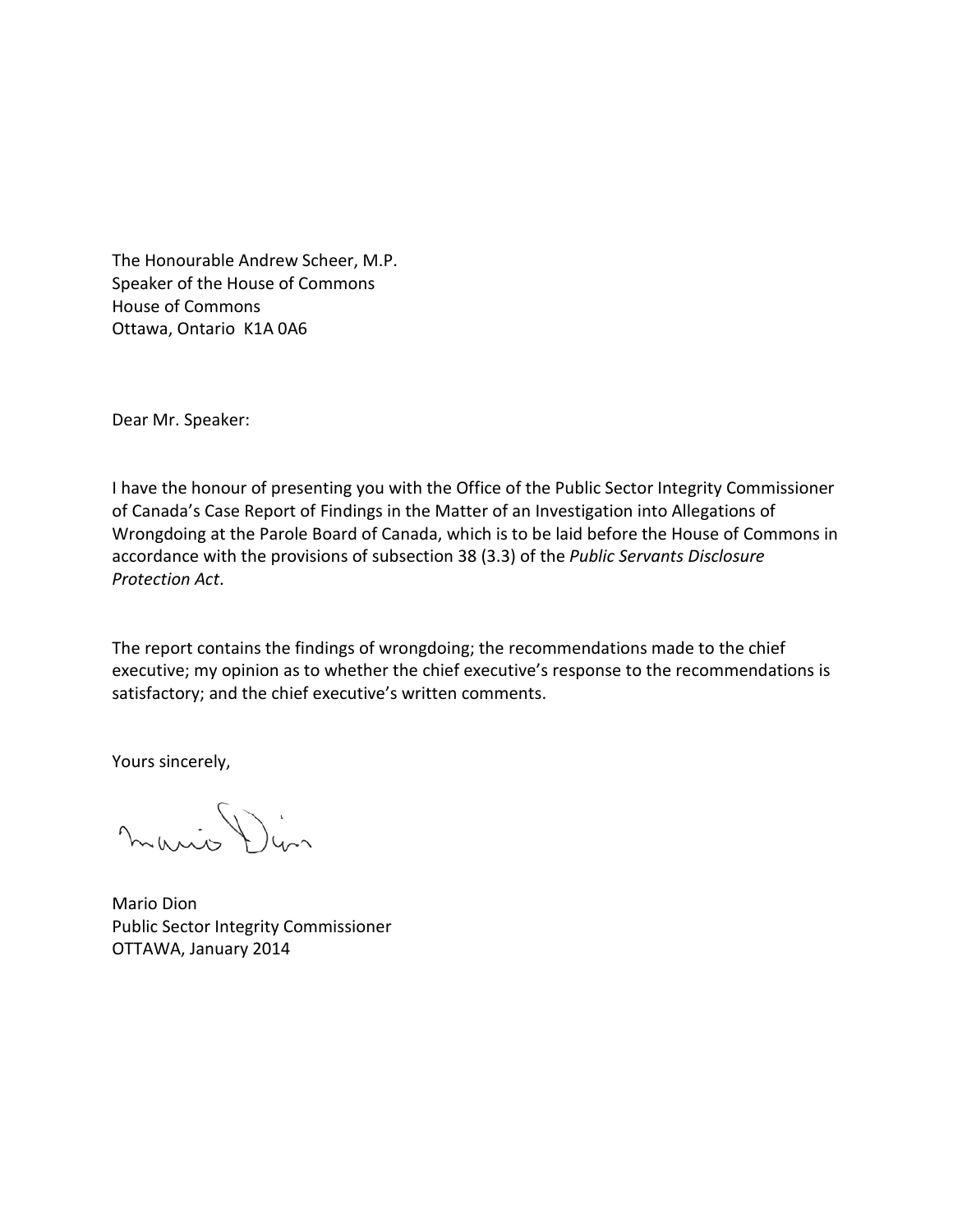The Honourable Andrew Scheer, M.P.  
Speaker of the House of Commons  
House of Commons  
Ottawa, Ontario  K1A 0A6

Dear Mr. Speaker:

I have the honour of presenting you with the Office of the Public Sector Integrity Commissioner of Canada's Case Report of Findings in the Matter of an Investigation into Allegations of Wrongdoing at the Parole Board of Canada, which is to be laid before the House of Commons in accordance with the provisions of subsection 38 (3.3) of the *Public Servants Disclosure Protection Act*.

The report contains the findings of wrongdoing; the recommendations made to the chief executive; my opinion as to whether the chief executive's response to the recommendations is satisfactory; and the chief executive's written comments.

Yours sincerely,

Mario Dion  
Public Sector Integrity Commissioner  
OTTAWA, January 2014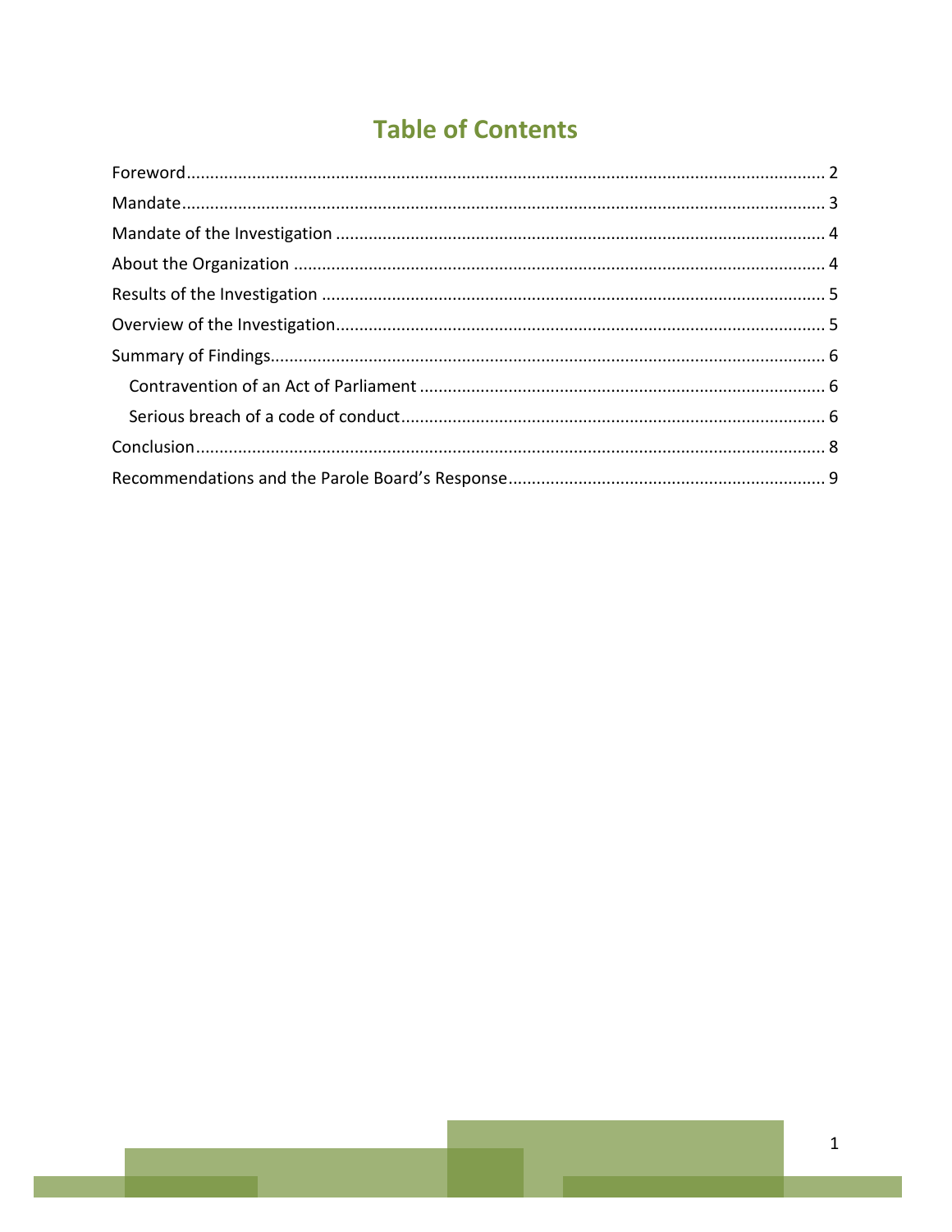# Table of Contents

Foreword ........................................................................................................................................ 2

Mandate ......................................................................................................................................... 3

Mandate of the Investigation ......................................................................................................... 4

About the Organization ................................................................................................................. 4

Results of the Investigation ........................................................................................................... 5

Overview of the Investigation ........................................................................................................ 5

Summary of Findings ..................................................................................................................... 6

- Contravention of an Act of Parliament ...................................................................................... 6
- Serious breach of a code of conduct .......................................................................................... 6

Conclusion ..................................................................................................................................... 8

Recommendations and the Parole Board's Response .................................................................... 9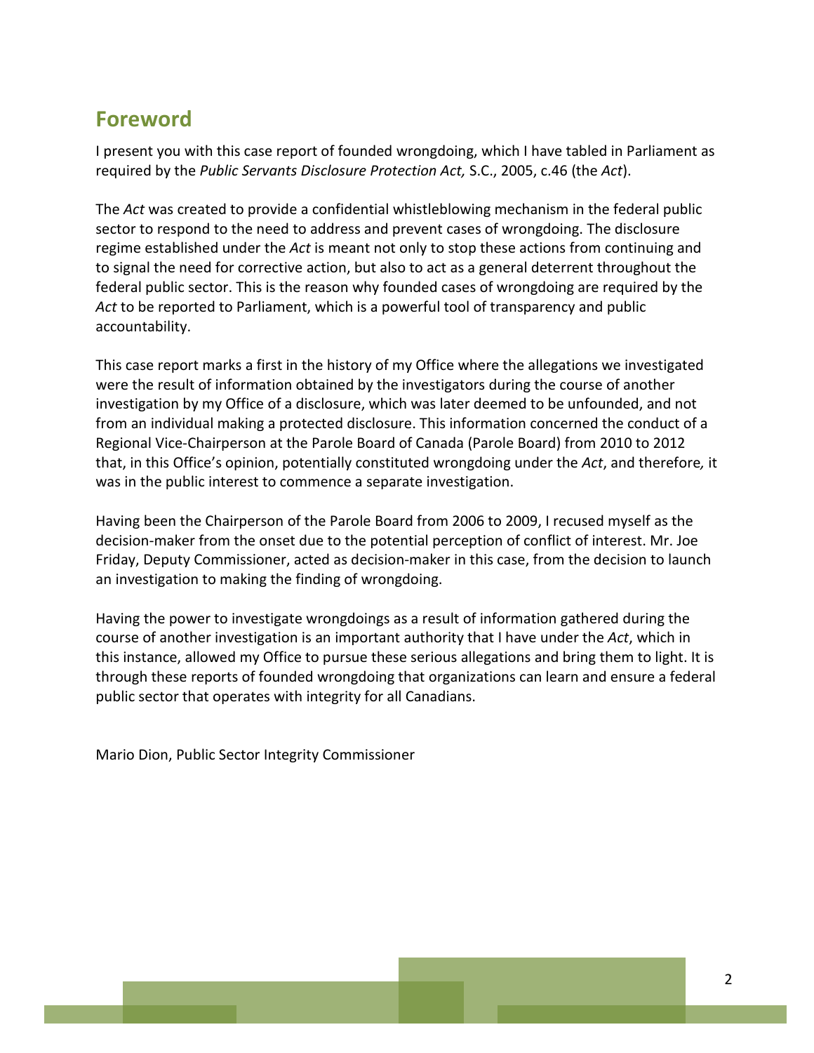## Foreword

I present you with this case report of founded wrongdoing, which I have tabled in Parliament as required by the *Public Servants Disclosure Protection Act,* S.C., 2005, c.46 (the *Act*).

The *Act* was created to provide a confidential whistleblowing mechanism in the federal public sector to respond to the need to address and prevent cases of wrongdoing. The disclosure regime established under the *Act* is meant not only to stop these actions from continuing and to signal the need for corrective action, but also to act as a general deterrent throughout the federal public sector. This is the reason why founded cases of wrongdoing are required by the *Act* to be reported to Parliament, which is a powerful tool of transparency and public accountability.

This case report marks a first in the history of my Office where the allegations we investigated were the result of information obtained by the investigators during the course of another investigation by my Office of a disclosure, which was later deemed to be unfounded, and not from an individual making a protected disclosure. This information concerned the conduct of a Regional Vice-Chairperson at the Parole Board of Canada (Parole Board) from 2010 to 2012 that, in this Office's opinion, potentially constituted wrongdoing under the *Act*, and therefore*,* it was in the public interest to commence a separate investigation.

Having been the Chairperson of the Parole Board from 2006 to 2009, I recused myself as the decision-maker from the onset due to the potential perception of conflict of interest. Mr. Joe Friday, Deputy Commissioner, acted as decision-maker in this case, from the decision to launch an investigation to making the finding of wrongdoing.

Having the power to investigate wrongdoings as a result of information gathered during the course of another investigation is an important authority that I have under the *Act*, which in this instance, allowed my Office to pursue these serious allegations and bring them to light. It is through these reports of founded wrongdoing that organizations can learn and ensure a federal public sector that operates with integrity for all Canadians.

Mario Dion, Public Sector Integrity Commissioner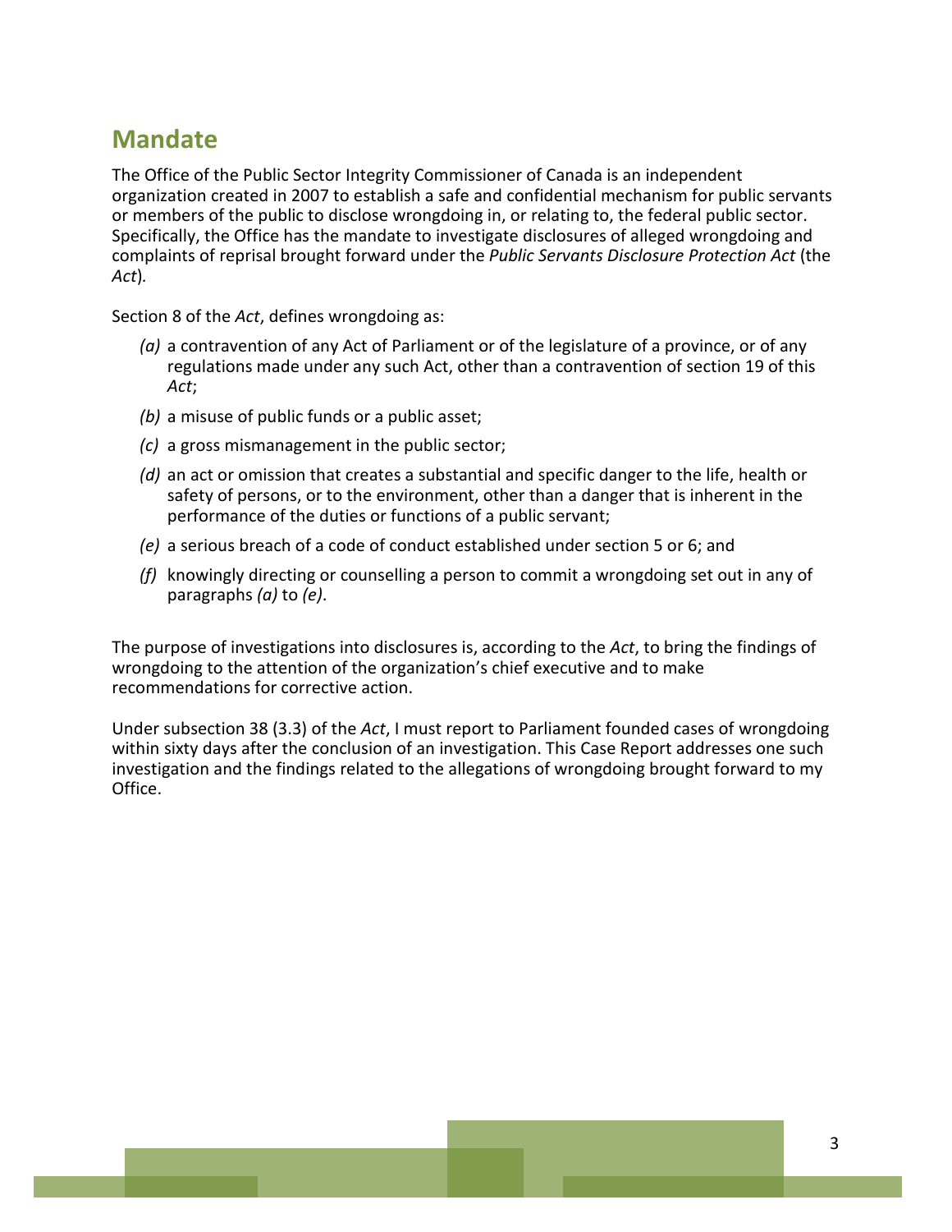## Mandate

The Office of the Public Sector Integrity Commissioner of Canada is an independent organization created in 2007 to establish a safe and confidential mechanism for public servants or members of the public to disclose wrongdoing in, or relating to, the federal public sector. Specifically, the Office has the mandate to investigate disclosures of alleged wrongdoing and complaints of reprisal brought forward under the *Public Servants Disclosure Protection Act* (the *Act*).

Section 8 of the *Act*, defines wrongdoing as:

- *(a)* a contravention of any Act of Parliament or of the legislature of a province, or of any regulations made under any such Act, other than a contravention of section 19 of this *Act*;
- *(b)* a misuse of public funds or a public asset;
- *(c)* a gross mismanagement in the public sector;
- *(d)* an act or omission that creates a substantial and specific danger to the life, health or safety of persons, or to the environment, other than a danger that is inherent in the performance of the duties or functions of a public servant;
- *(e)* a serious breach of a code of conduct established under section 5 or 6; and
- *(f)* knowingly directing or counselling a person to commit a wrongdoing set out in any of paragraphs *(a)* to *(e)*.

The purpose of investigations into disclosures is, according to the *Act*, to bring the findings of wrongdoing to the attention of the organization's chief executive and to make recommendations for corrective action.

Under subsection 38 (3.3) of the *Act*, I must report to Parliament founded cases of wrongdoing within sixty days after the conclusion of an investigation. This Case Report addresses one such investigation and the findings related to the allegations of wrongdoing brought forward to my Office.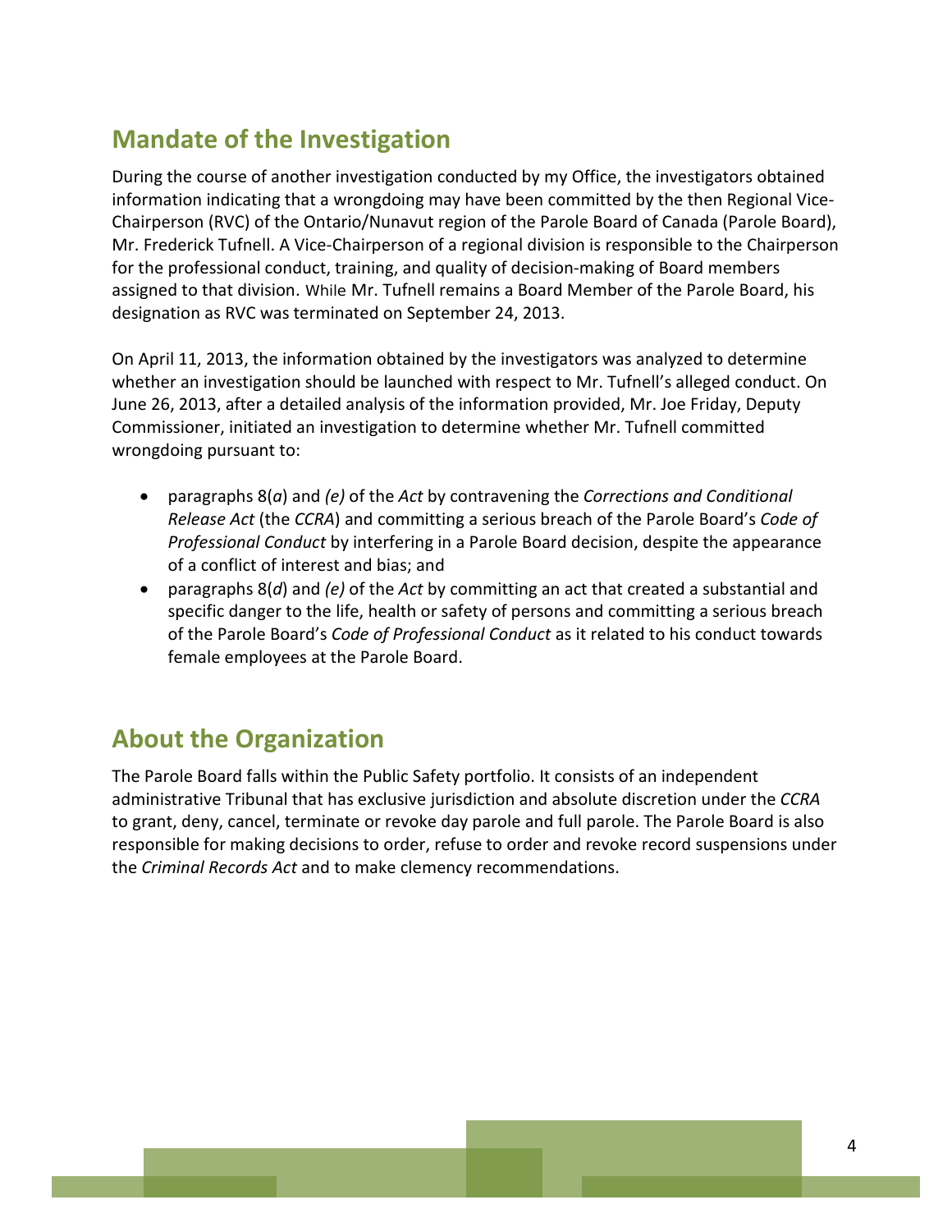## Mandate of the Investigation

During the course of another investigation conducted by my Office, the investigators obtained information indicating that a wrongdoing may have been committed by the then Regional Vice-Chairperson (RVC) of the Ontario/Nunavut region of the Parole Board of Canada (Parole Board), Mr. Frederick Tufnell. A Vice-Chairperson of a regional division is responsible to the Chairperson for the professional conduct, training, and quality of decision-making of Board members assigned to that division. While Mr. Tufnell remains a Board Member of the Parole Board, his designation as RVC was terminated on September 24, 2013.

On April 11, 2013, the information obtained by the investigators was analyzed to determine whether an investigation should be launched with respect to Mr. Tufnell's alleged conduct. On June 26, 2013, after a detailed analysis of the information provided, Mr. Joe Friday, Deputy Commissioner, initiated an investigation to determine whether Mr. Tufnell committed wrongdoing pursuant to:

- paragraphs 8(*a*) and *(e)* of the *Act* by contravening the *Corrections and Conditional Release Act* (the *CCRA*) and committing a serious breach of the Parole Board's *Code of Professional Conduct* by interfering in a Parole Board decision, despite the appearance of a conflict of interest and bias; and
- paragraphs 8(*d*) and *(e)* of the *Act* by committing an act that created a substantial and specific danger to the life, health or safety of persons and committing a serious breach of the Parole Board's *Code of Professional Conduct* as it related to his conduct towards female employees at the Parole Board.

## About the Organization

The Parole Board falls within the Public Safety portfolio. It consists of an independent administrative Tribunal that has exclusive jurisdiction and absolute discretion under the *CCRA* to grant, deny, cancel, terminate or revoke day parole and full parole. The Parole Board is also responsible for making decisions to order, refuse to order and revoke record suspensions under the *Criminal Records Act* and to make clemency recommendations.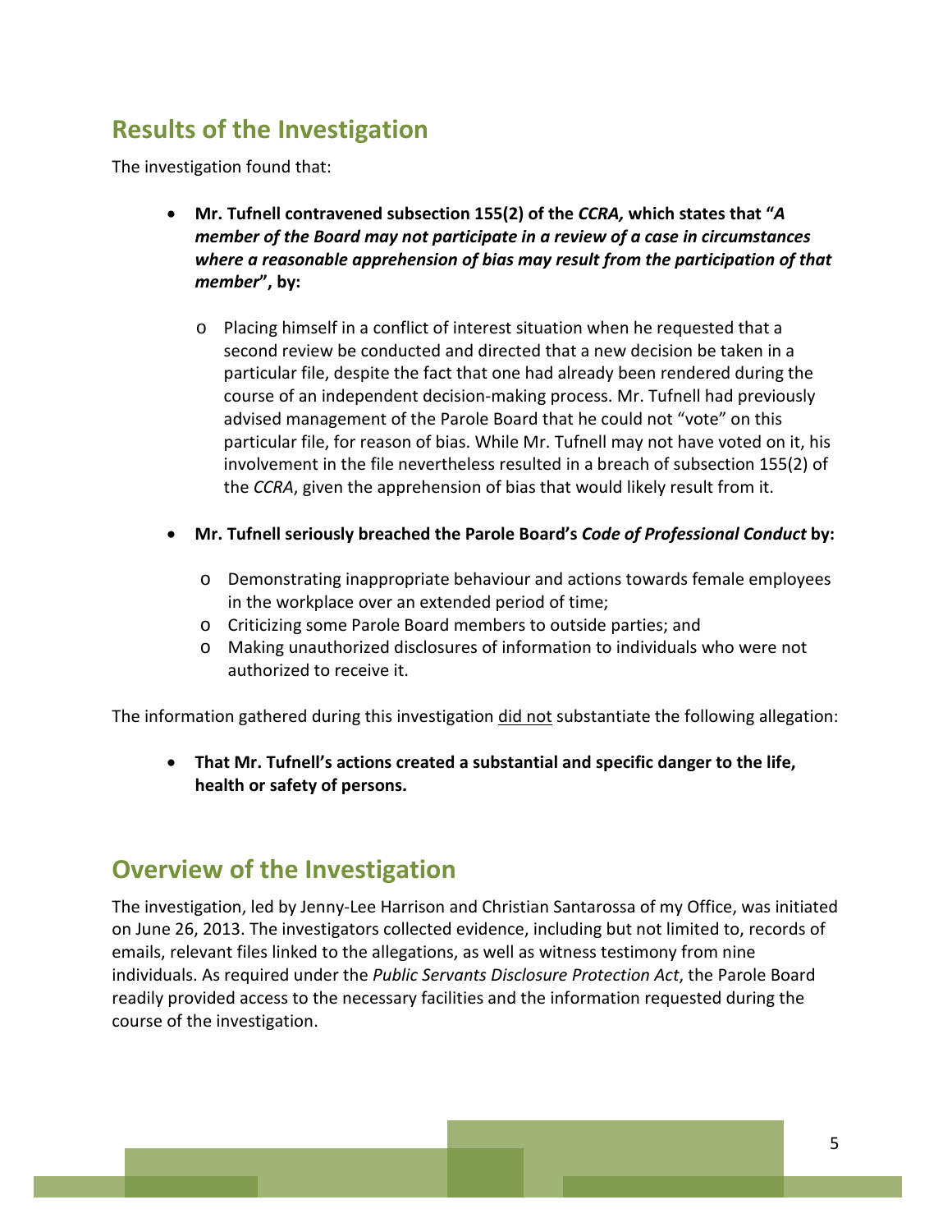## Results of the Investigation

The investigation found that:

- **Mr. Tufnell contravened subsection 155(2) of the *CCRA,* which states that "*A member of the Board may not participate in a review of a case in circumstances where a reasonable apprehension of bias may result from the participation of that member*", by:**
  - Placing himself in a conflict of interest situation when he requested that a second review be conducted and directed that a new decision be taken in a particular file, despite the fact that one had already been rendered during the course of an independent decision-making process. Mr. Tufnell had previously advised management of the Parole Board that he could not "vote" on this particular file, for reason of bias. While Mr. Tufnell may not have voted on it, his involvement in the file nevertheless resulted in a breach of subsection 155(2) of the *CCRA*, given the apprehension of bias that would likely result from it.

- **Mr. Tufnell seriously breached the Parole Board's *Code of Professional Conduct* by:**
  - Demonstrating inappropriate behaviour and actions towards female employees in the workplace over an extended period of time;
  - Criticizing some Parole Board members to outside parties; and
  - Making unauthorized disclosures of information to individuals who were not authorized to receive it.

The information gathered during this investigation did not substantiate the following allegation:

- **That Mr. Tufnell's actions created a substantial and specific danger to the life, health or safety of persons.**

## Overview of the Investigation

The investigation, led by Jenny-Lee Harrison and Christian Santarossa of my Office, was initiated on June 26, 2013. The investigators collected evidence, including but not limited to, records of emails, relevant files linked to the allegations, as well as witness testimony from nine individuals. As required under the *Public Servants Disclosure Protection Act*, the Parole Board readily provided access to the necessary facilities and the information requested during the course of the investigation.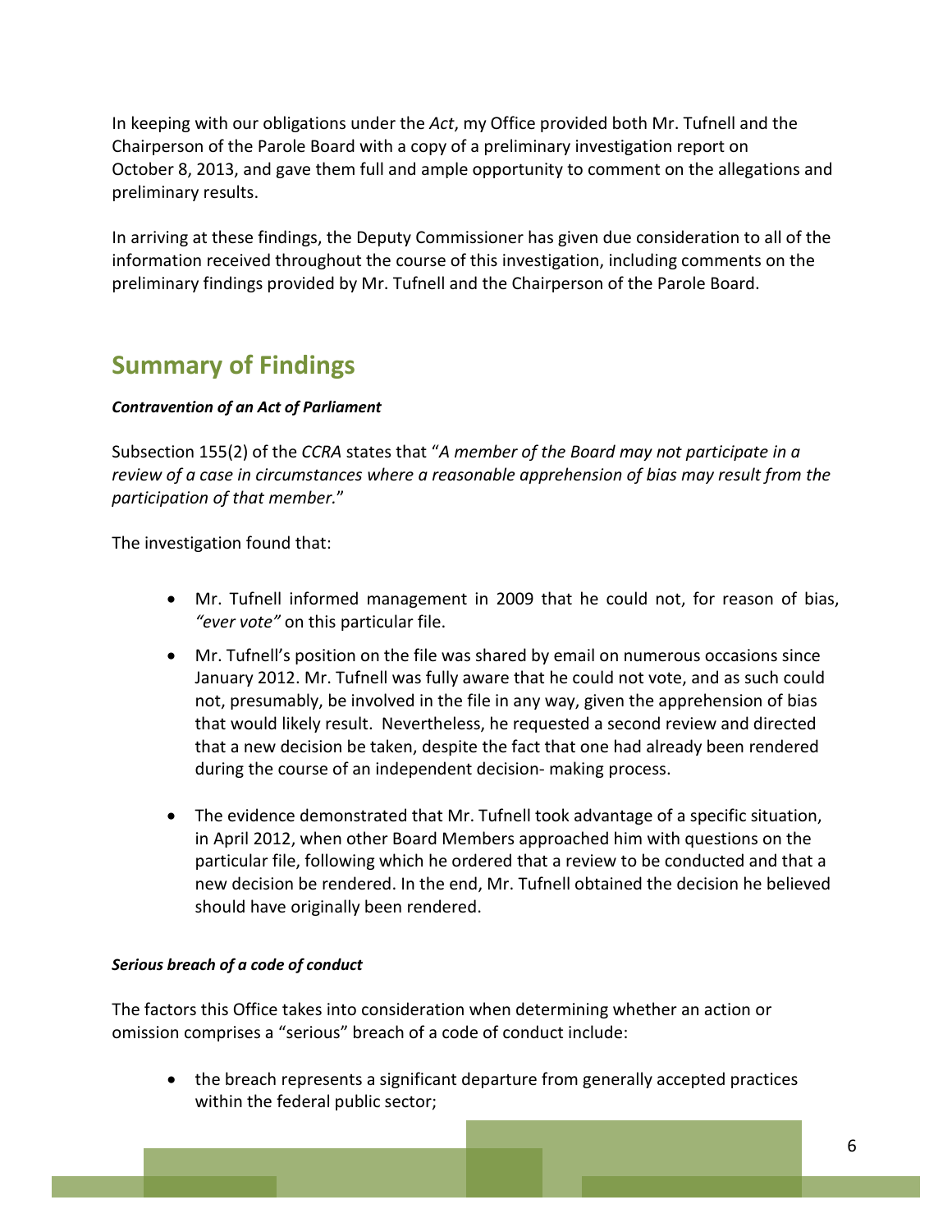In keeping with our obligations under the *Act*, my Office provided both Mr. Tufnell and the Chairperson of the Parole Board with a copy of a preliminary investigation report on October 8, 2013, and gave them full and ample opportunity to comment on the allegations and preliminary results.

In arriving at these findings, the Deputy Commissioner has given due consideration to all of the information received throughout the course of this investigation, including comments on the preliminary findings provided by Mr. Tufnell and the Chairperson of the Parole Board.

## Summary of Findings

***Contravention of an Act of Parliament***

Subsection 155(2) of the *CCRA* states that "*A member of the Board may not participate in a review of a case in circumstances where a reasonable apprehension of bias may result from the participation of that member.*"

The investigation found that:

- Mr. Tufnell informed management in 2009 that he could not, for reason of bias, *"ever vote"* on this particular file.
- Mr. Tufnell's position on the file was shared by email on numerous occasions since January 2012. Mr. Tufnell was fully aware that he could not vote, and as such could not, presumably, be involved in the file in any way, given the apprehension of bias that would likely result. Nevertheless, he requested a second review and directed that a new decision be taken, despite the fact that one had already been rendered during the course of an independent decision- making process.
- The evidence demonstrated that Mr. Tufnell took advantage of a specific situation, in April 2012, when other Board Members approached him with questions on the particular file, following which he ordered that a review to be conducted and that a new decision be rendered. In the end, Mr. Tufnell obtained the decision he believed should have originally been rendered.

***Serious breach of a code of conduct***

The factors this Office takes into consideration when determining whether an action or omission comprises a "serious" breach of a code of conduct include:

- the breach represents a significant departure from generally accepted practices within the federal public sector;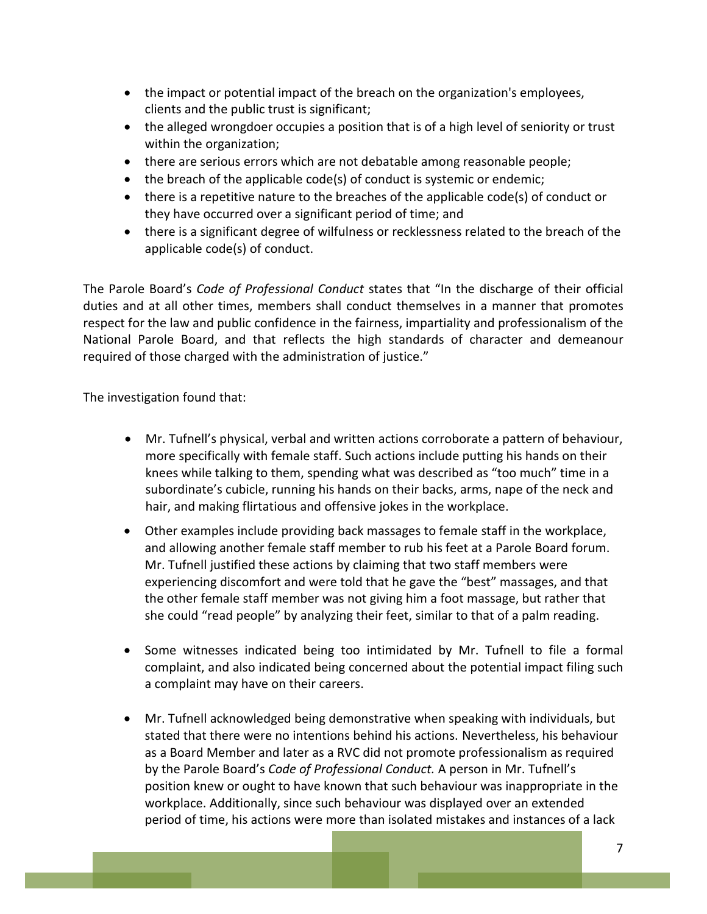- the impact or potential impact of the breach on the organization's employees, clients and the public trust is significant;
- the alleged wrongdoer occupies a position that is of a high level of seniority or trust within the organization;
- there are serious errors which are not debatable among reasonable people;
- the breach of the applicable code(s) of conduct is systemic or endemic;
- there is a repetitive nature to the breaches of the applicable code(s) of conduct or they have occurred over a significant period of time; and
- there is a significant degree of wilfulness or recklessness related to the breach of the applicable code(s) of conduct.

The Parole Board's *Code of Professional Conduct* states that "In the discharge of their official duties and at all other times, members shall conduct themselves in a manner that promotes respect for the law and public confidence in the fairness, impartiality and professionalism of the National Parole Board, and that reflects the high standards of character and demeanour required of those charged with the administration of justice."

The investigation found that:

- Mr. Tufnell's physical, verbal and written actions corroborate a pattern of behaviour, more specifically with female staff. Such actions include putting his hands on their knees while talking to them, spending what was described as "too much" time in a subordinate's cubicle, running his hands on their backs, arms, nape of the neck and hair, and making flirtatious and offensive jokes in the workplace.
- Other examples include providing back massages to female staff in the workplace, and allowing another female staff member to rub his feet at a Parole Board forum. Mr. Tufnell justified these actions by claiming that two staff members were experiencing discomfort and were told that he gave the "best" massages, and that the other female staff member was not giving him a foot massage, but rather that she could "read people" by analyzing their feet, similar to that of a palm reading.
- Some witnesses indicated being too intimidated by Mr. Tufnell to file a formal complaint, and also indicated being concerned about the potential impact filing such a complaint may have on their careers.
- Mr. Tufnell acknowledged being demonstrative when speaking with individuals, but stated that there were no intentions behind his actions. Nevertheless, his behaviour as a Board Member and later as a RVC did not promote professionalism as required by the Parole Board's *Code of Professional Conduct.* A person in Mr. Tufnell's position knew or ought to have known that such behaviour was inappropriate in the workplace. Additionally, since such behaviour was displayed over an extended period of time, his actions were more than isolated mistakes and instances of a lack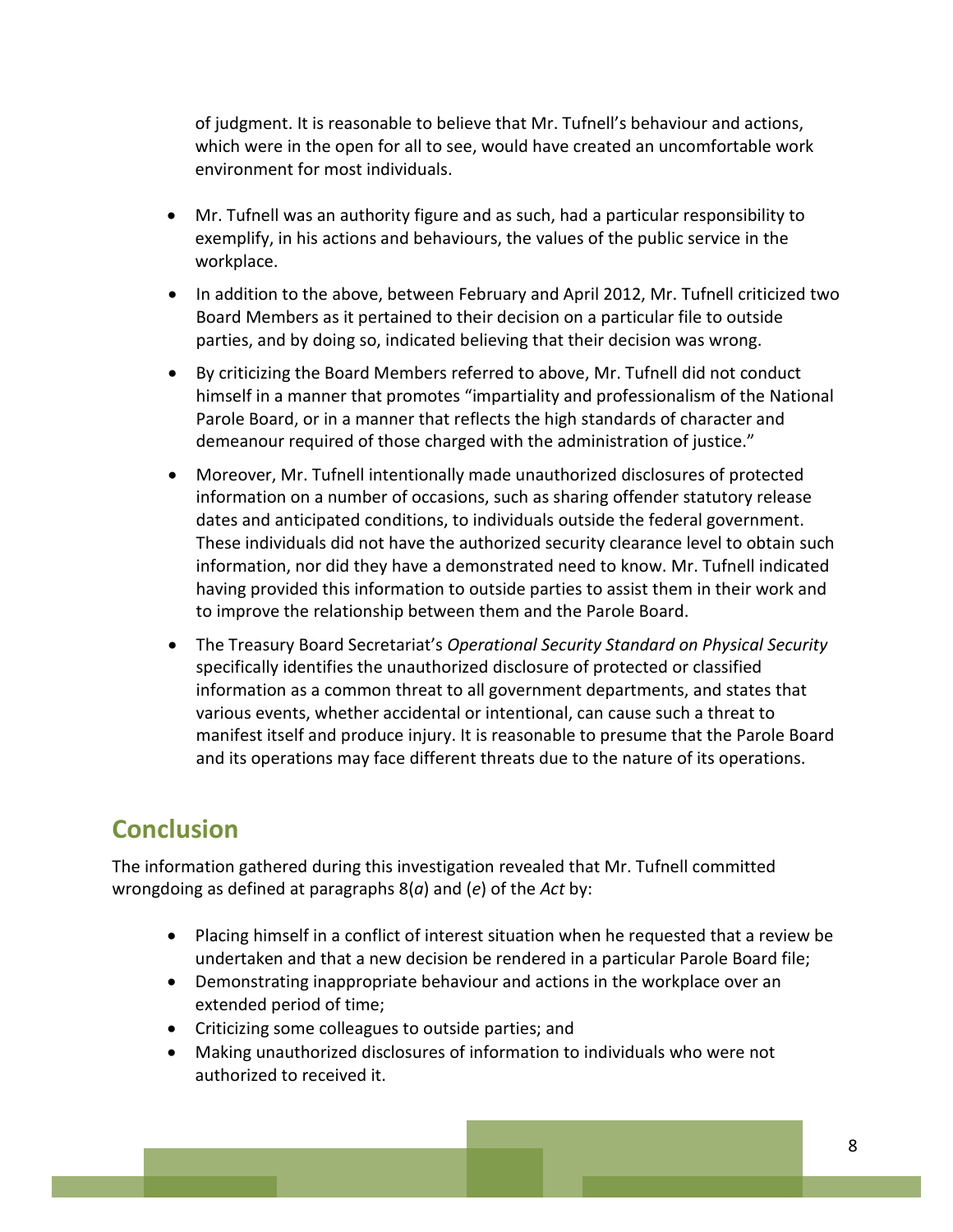of judgment. It is reasonable to believe that Mr. Tufnell's behaviour and actions, which were in the open for all to see, would have created an uncomfortable work environment for most individuals.

- Mr. Tufnell was an authority figure and as such, had a particular responsibility to exemplify, in his actions and behaviours, the values of the public service in the workplace.
- In addition to the above, between February and April 2012, Mr. Tufnell criticized two Board Members as it pertained to their decision on a particular file to outside parties, and by doing so, indicated believing that their decision was wrong.
- By criticizing the Board Members referred to above, Mr. Tufnell did not conduct himself in a manner that promotes "impartiality and professionalism of the National Parole Board, or in a manner that reflects the high standards of character and demeanour required of those charged with the administration of justice."
- Moreover, Mr. Tufnell intentionally made unauthorized disclosures of protected information on a number of occasions, such as sharing offender statutory release dates and anticipated conditions, to individuals outside the federal government. These individuals did not have the authorized security clearance level to obtain such information, nor did they have a demonstrated need to know. Mr. Tufnell indicated having provided this information to outside parties to assist them in their work and to improve the relationship between them and the Parole Board.
- The Treasury Board Secretariat's *Operational Security Standard on Physical Security* specifically identifies the unauthorized disclosure of protected or classified information as a common threat to all government departments, and states that various events, whether accidental or intentional, can cause such a threat to manifest itself and produce injury. It is reasonable to presume that the Parole Board and its operations may face different threats due to the nature of its operations.

## Conclusion

The information gathered during this investigation revealed that Mr. Tufnell committed wrongdoing as defined at paragraphs 8(*a*) and (*e*) of the *Act* by:

- Placing himself in a conflict of interest situation when he requested that a review be undertaken and that a new decision be rendered in a particular Parole Board file;
- Demonstrating inappropriate behaviour and actions in the workplace over an extended period of time;
- Criticizing some colleagues to outside parties; and
- Making unauthorized disclosures of information to individuals who were not authorized to received it.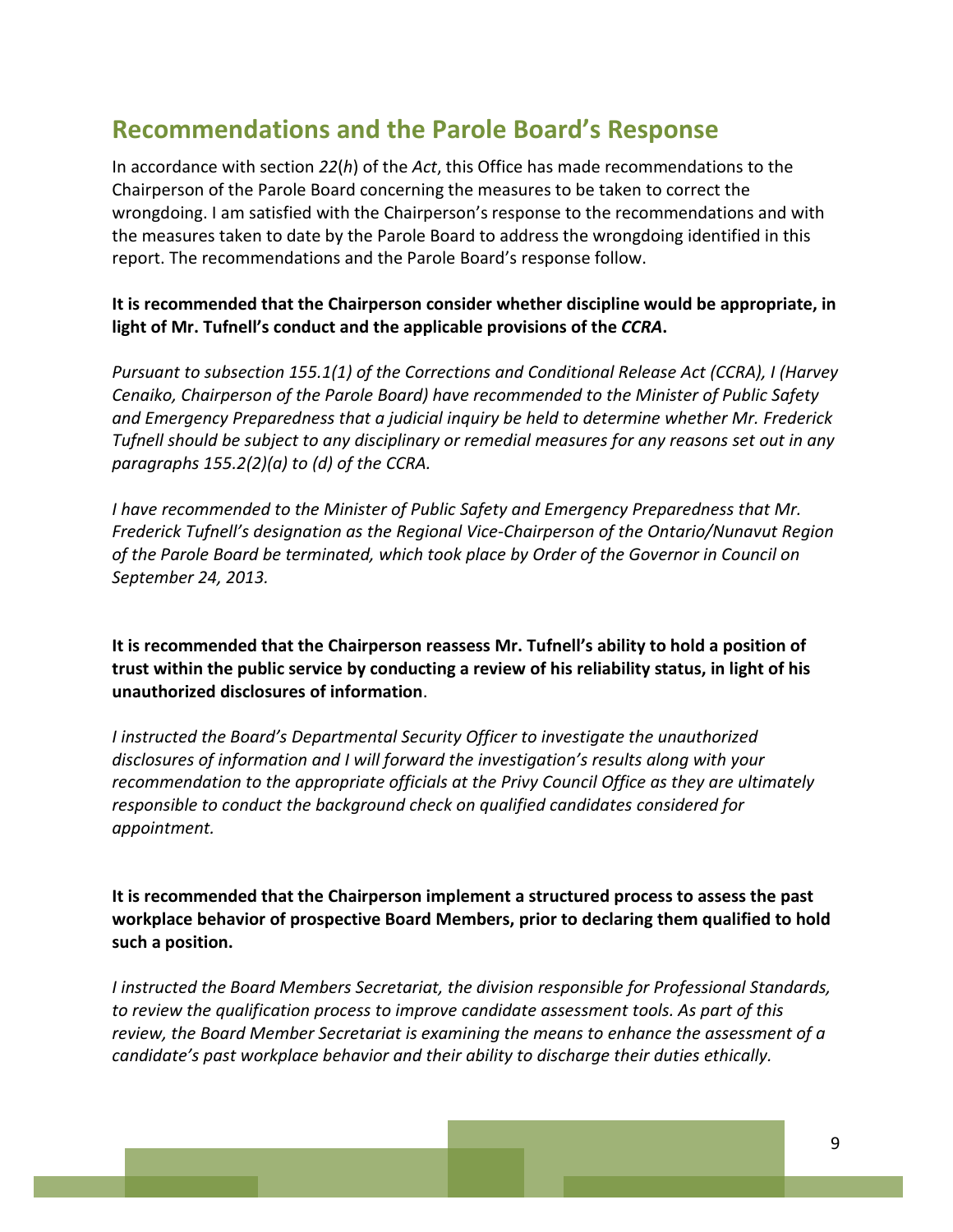## Recommendations and the Parole Board's Response

In accordance with section *22*(*h*) of the *Act*, this Office has made recommendations to the Chairperson of the Parole Board concerning the measures to be taken to correct the wrongdoing. I am satisfied with the Chairperson's response to the recommendations and with the measures taken to date by the Parole Board to address the wrongdoing identified in this report. The recommendations and the Parole Board's response follow.

**It is recommended that the Chairperson consider whether discipline would be appropriate, in light of Mr. Tufnell's conduct and the applicable provisions of the *CCRA*.**

*Pursuant to subsection 155.1(1) of the Corrections and Conditional Release Act (CCRA), I (Harvey Cenaiko, Chairperson of the Parole Board) have recommended to the Minister of Public Safety and Emergency Preparedness that a judicial inquiry be held to determine whether Mr. Frederick Tufnell should be subject to any disciplinary or remedial measures for any reasons set out in any paragraphs 155.2(2)(a) to (d) of the CCRA.*

*I have recommended to the Minister of Public Safety and Emergency Preparedness that Mr. Frederick Tufnell's designation as the Regional Vice-Chairperson of the Ontario/Nunavut Region of the Parole Board be terminated, which took place by Order of the Governor in Council on September 24, 2013.*

**It is recommended that the Chairperson reassess Mr. Tufnell's ability to hold a position of trust within the public service by conducting a review of his reliability status, in light of his unauthorized disclosures of information**.

*I instructed the Board's Departmental Security Officer to investigate the unauthorized disclosures of information and I will forward the investigation's results along with your recommendation to the appropriate officials at the Privy Council Office as they are ultimately responsible to conduct the background check on qualified candidates considered for appointment.*

**It is recommended that the Chairperson implement a structured process to assess the past workplace behavior of prospective Board Members, prior to declaring them qualified to hold such a position.**

*I instructed the Board Members Secretariat, the division responsible for Professional Standards, to review the qualification process to improve candidate assessment tools. As part of this review, the Board Member Secretariat is examining the means to enhance the assessment of a candidate's past workplace behavior and their ability to discharge their duties ethically.*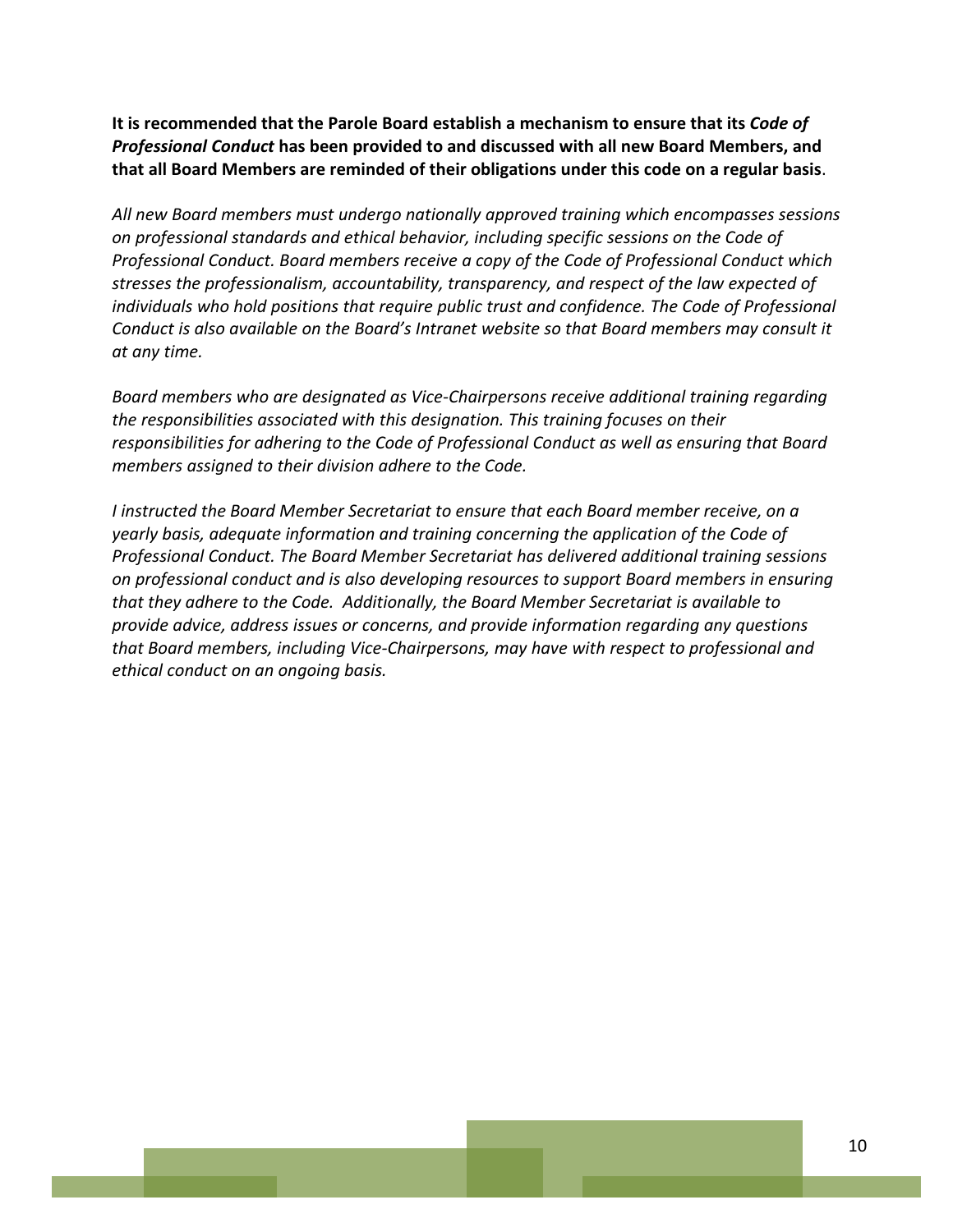**It is recommended that the Parole Board establish a mechanism to ensure that its *Code of Professional Conduct* has been provided to and discussed with all new Board Members, and that all Board Members are reminded of their obligations under this code on a regular basis**.

*All new Board members must undergo nationally approved training which encompasses sessions on professional standards and ethical behavior, including specific sessions on the Code of Professional Conduct. Board members receive a copy of the Code of Professional Conduct which stresses the professionalism, accountability, transparency, and respect of the law expected of individuals who hold positions that require public trust and confidence. The Code of Professional Conduct is also available on the Board's Intranet website so that Board members may consult it at any time.*

*Board members who are designated as Vice-Chairpersons receive additional training regarding the responsibilities associated with this designation. This training focuses on their responsibilities for adhering to the Code of Professional Conduct as well as ensuring that Board members assigned to their division adhere to the Code.*

*I instructed the Board Member Secretariat to ensure that each Board member receive, on a yearly basis, adequate information and training concerning the application of the Code of Professional Conduct. The Board Member Secretariat has delivered additional training sessions on professional conduct and is also developing resources to support Board members in ensuring that they adhere to the Code. Additionally, the Board Member Secretariat is available to provide advice, address issues or concerns, and provide information regarding any questions that Board members, including Vice-Chairpersons, may have with respect to professional and ethical conduct on an ongoing basis.*